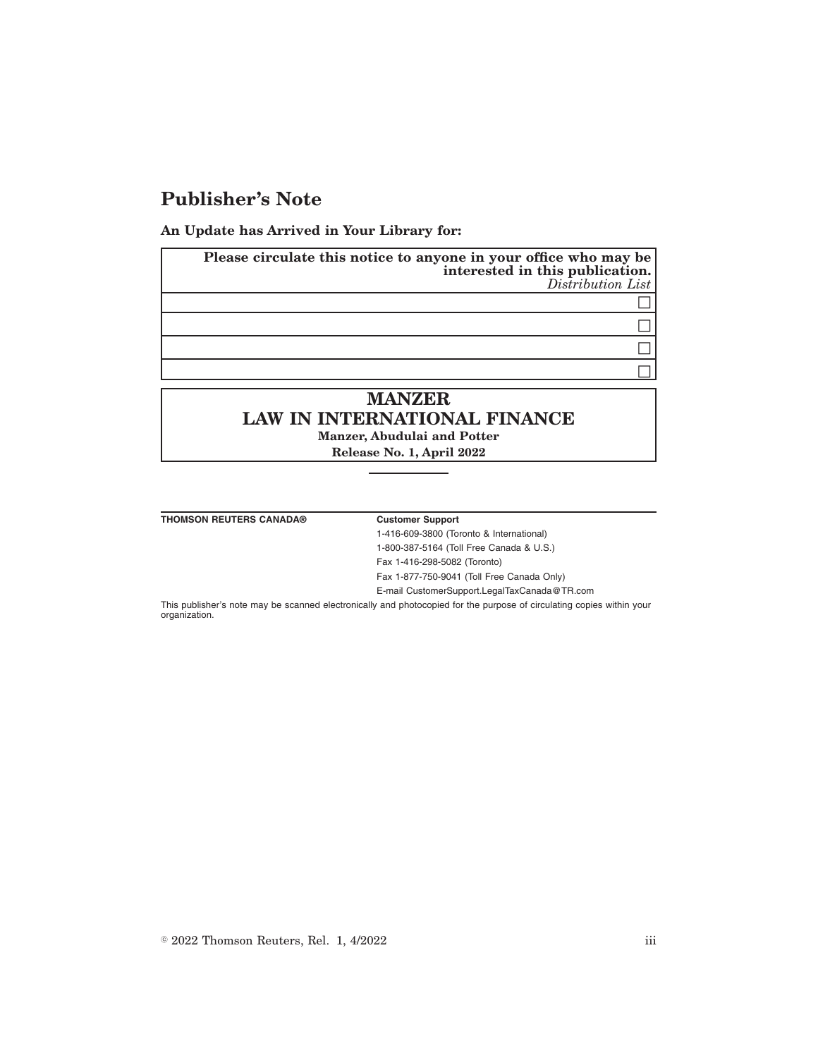# Publisher's Note

**An Update has Arrived in Your Library for:**

| **Please circulate this notice to anyone in your office who may be interested in this publication.** *Distribution List* |
| --- |
| ☐ |
| ☐ |
| ☐ |
| ☐ |

## MANZER
## LAW IN INTERNATIONAL FINANCE

**Manzer, Abudulai and Potter**

**Release No. 1, April 2022**

---

**THOMSON REUTERS CANADA®**

**Customer Support**

1-416-609-3800 (Toronto & International)

1-800-387-5164 (Toll Free Canada & U.S.)

Fax 1-416-298-5082 (Toronto)

Fax 1-877-750-9041 (Toll Free Canada Only)

E-mail CustomerSupport.LegalTaxCanada@TR.com

This publisher's note may be scanned electronically and photocopied for the purpose of circulating copies within your organization.

© 2022 Thomson Reuters, Rel. 1, 4/2022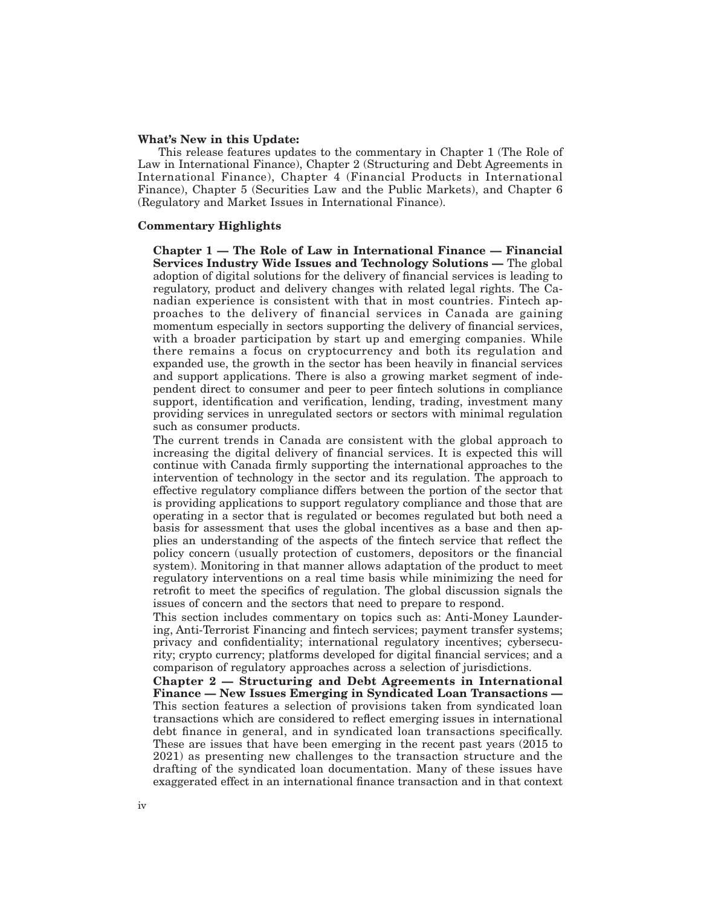**What's New in this Update:**

This release features updates to the commentary in Chapter 1 (The Role of Law in International Finance), Chapter 2 (Structuring and Debt Agreements in International Finance), Chapter 4 (Financial Products in International Finance), Chapter 5 (Securities Law and the Public Markets), and Chapter 6 (Regulatory and Market Issues in International Finance).

**Commentary Highlights**

**Chapter 1 — The Role of Law in International Finance — Financial Services Industry Wide Issues and Technology Solutions —** The global adoption of digital solutions for the delivery of financial services is leading to regulatory, product and delivery changes with related legal rights. The Canadian experience is consistent with that in most countries. Fintech approaches to the delivery of financial services in Canada are gaining momentum especially in sectors supporting the delivery of financial services, with a broader participation by start up and emerging companies. While there remains a focus on cryptocurrency and both its regulation and expanded use, the growth in the sector has been heavily in financial services and support applications. There is also a growing market segment of independent direct to consumer and peer to peer fintech solutions in compliance support, identification and verification, lending, trading, investment many providing services in unregulated sectors or sectors with minimal regulation such as consumer products.

The current trends in Canada are consistent with the global approach to increasing the digital delivery of financial services. It is expected this will continue with Canada firmly supporting the international approaches to the intervention of technology in the sector and its regulation. The approach to effective regulatory compliance differs between the portion of the sector that is providing applications to support regulatory compliance and those that are operating in a sector that is regulated or becomes regulated but both need a basis for assessment that uses the global incentives as a base and then applies an understanding of the aspects of the fintech service that reflect the policy concern (usually protection of customers, depositors or the financial system). Monitoring in that manner allows adaptation of the product to meet regulatory interventions on a real time basis while minimizing the need for retrofit to meet the specifics of regulation. The global discussion signals the issues of concern and the sectors that need to prepare to respond.

This section includes commentary on topics such as: Anti-Money Laundering, Anti-Terrorist Financing and fintech services; payment transfer systems; privacy and confidentiality; international regulatory incentives; cybersecurity; crypto currency; platforms developed for digital financial services; and a comparison of regulatory approaches across a selection of jurisdictions.

**Chapter 2 — Structuring and Debt Agreements in International Finance — New Issues Emerging in Syndicated Loan Transactions —** This section features a selection of provisions taken from syndicated loan transactions which are considered to reflect emerging issues in international debt finance in general, and in syndicated loan transactions specifically. These are issues that have been emerging in the recent past years (2015 to 2021) as presenting new challenges to the transaction structure and the drafting of the syndicated loan documentation. Many of these issues have exaggerated effect in an international finance transaction and in that context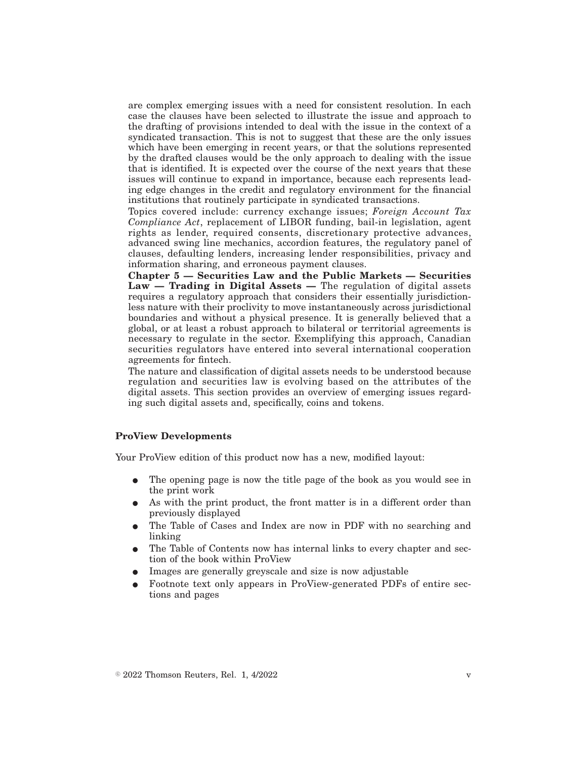are complex emerging issues with a need for consistent resolution. In each case the clauses have been selected to illustrate the issue and approach to the drafting of provisions intended to deal with the issue in the context of a syndicated transaction. This is not to suggest that these are the only issues which have been emerging in recent years, or that the solutions represented by the drafted clauses would be the only approach to dealing with the issue that is identified. It is expected over the course of the next years that these issues will continue to expand in importance, because each represents leading edge changes in the credit and regulatory environment for the financial institutions that routinely participate in syndicated transactions.

Topics covered include: currency exchange issues; *Foreign Account Tax Compliance Act*, replacement of LIBOR funding, bail-in legislation, agent rights as lender, required consents, discretionary protective advances, advanced swing line mechanics, accordion features, the regulatory panel of clauses, defaulting lenders, increasing lender responsibilities, privacy and information sharing, and erroneous payment clauses.

**Chapter 5 — Securities Law and the Public Markets — Securities Law — Trading in Digital Assets —** The regulation of digital assets requires a regulatory approach that considers their essentially jurisdictionless nature with their proclivity to move instantaneously across jurisdictional boundaries and without a physical presence. It is generally believed that a global, or at least a robust approach to bilateral or territorial agreements is necessary to regulate in the sector. Exemplifying this approach, Canadian securities regulators have entered into several international cooperation agreements for fintech.

The nature and classification of digital assets needs to be understood because regulation and securities law is evolving based on the attributes of the digital assets. This section provides an overview of emerging issues regarding such digital assets and, specifically, coins and tokens.

### ProView Developments

Your ProView edition of this product now has a new, modified layout:

- The opening page is now the title page of the book as you would see in the print work
- As with the print product, the front matter is in a different order than previously displayed
- The Table of Cases and Index are now in PDF with no searching and linking
- The Table of Contents now has internal links to every chapter and section of the book within ProView
- Images are generally greyscale and size is now adjustable
- Footnote text only appears in ProView-generated PDFs of entire sections and pages